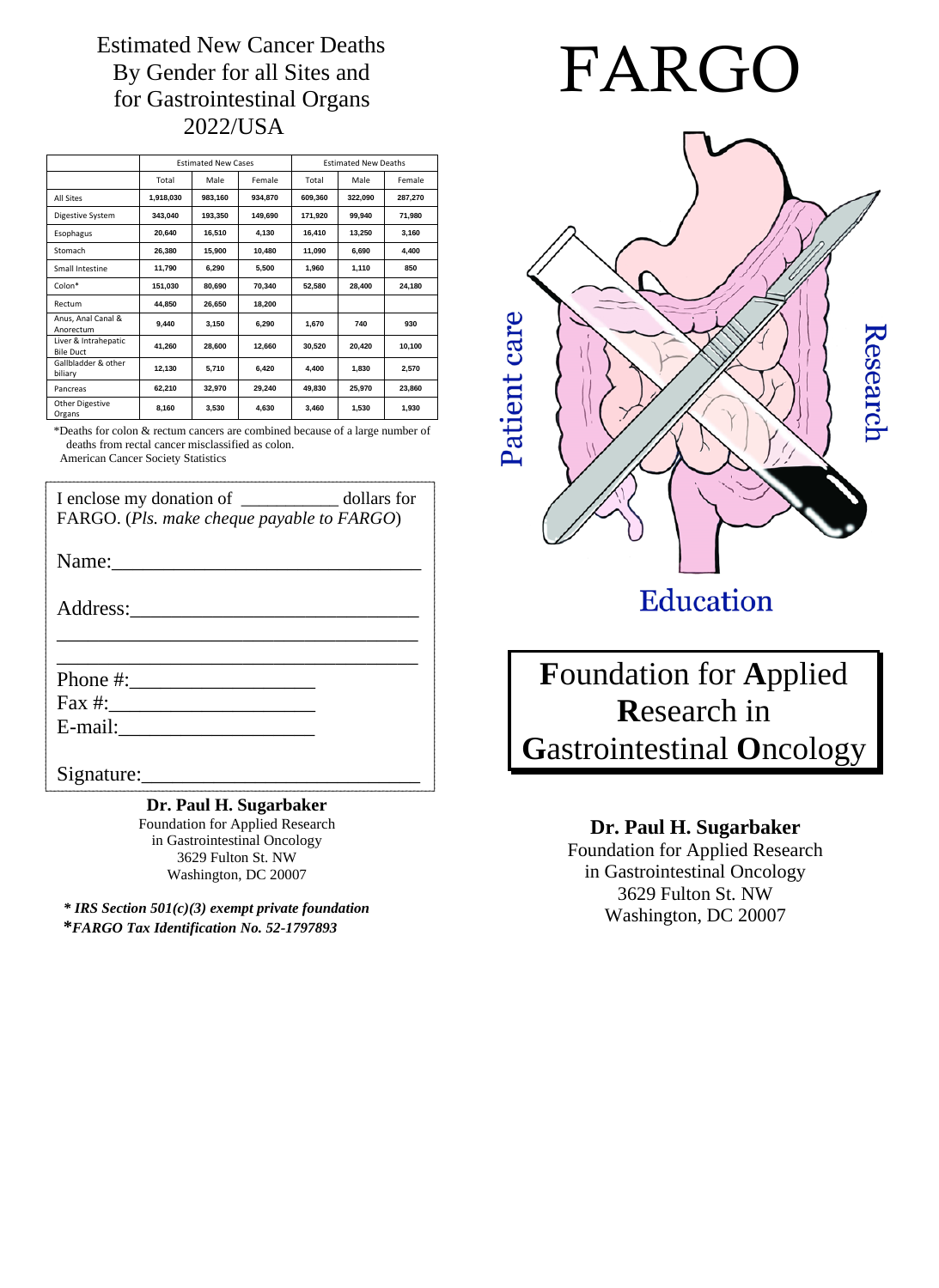# Estimated New Cancer Deaths By Gender for all Sites and for Gastrointestinal Organs 2022/USA

| | Estimated New Cases | | | Estimated New Deaths | | |
|---|---|---|---|---|---|---|
| | Total | Male | Female | Total | Male | Female |
| All Sites | 1,918,030 | 983,160 | 934,870 | 609,360 | 322,090 | 287,270 |
| Digestive System | 343,040 | 193,350 | 149,690 | 171,920 | 99,940 | 71,980 |
| Esophagus | 20,640 | 16,510 | 4,130 | 16,410 | 13,250 | 3,160 |
| Stomach | 26,380 | 15,900 | 10,480 | 11,090 | 6,690 | 4,400 |
| Small Intestine | 11,790 | 6,290 | 5,500 | 1,960 | 1,110 | 850 |
| Colon* | 151,030 | 80,690 | 70,340 | 52,580 | 28,400 | 24,180 |
| Rectum | 44,850 | 26,650 | 18,200 | | | |
| Anus, Anal Canal & Anorectum | 9,440 | 3,150 | 6,290 | 1,670 | 740 | 930 |
| Liver & Intrahepatic Bile Duct | 41,260 | 28,600 | 12,660 | 30,520 | 20,420 | 10,100 |
| Gallbladder & other biliary | 12,130 | 5,710 | 6,420 | 4,400 | 1,830 | 2,570 |
| Pancreas | 62,210 | 32,970 | 29,240 | 49,830 | 25,970 | 23,860 |
| Other Digestive Organs | 8,160 | 3,530 | 4,630 | 3,460 | 1,530 | 1,930 |

*Deaths for colon & rectum cancers are combined because of a large number of deaths from rectal cancer misclassified as colon.
American Cancer Society Statistics

I enclose my donation of ___________ dollars for FARGO. (*Pls. make cheque payable to FARGO*)

Name:______________________________

Address:____________________________

____________________________________

____________________________________

Phone #:_________________

Fax #:___________________

E-mail:__________________

Signature:__________________________

**Dr. Paul H. Sugarbaker**
Foundation for Applied Research
in Gastrointestinal Oncology
3629 Fulton St. NW
Washington, DC 20007

***\* IRS Section 501(c)(3) exempt private foundation***
***\*FARGO Tax Identification No. 52-1797893***

# FARGO

Patient care

Research

Education

## **F**oundation for **A**pplied **R**esearch in **G**astrointestinal **O**ncology

**Dr. Paul H. Sugarbaker**
Foundation for Applied Research
in Gastrointestinal Oncology
3629 Fulton St. NW
Washington, DC 20007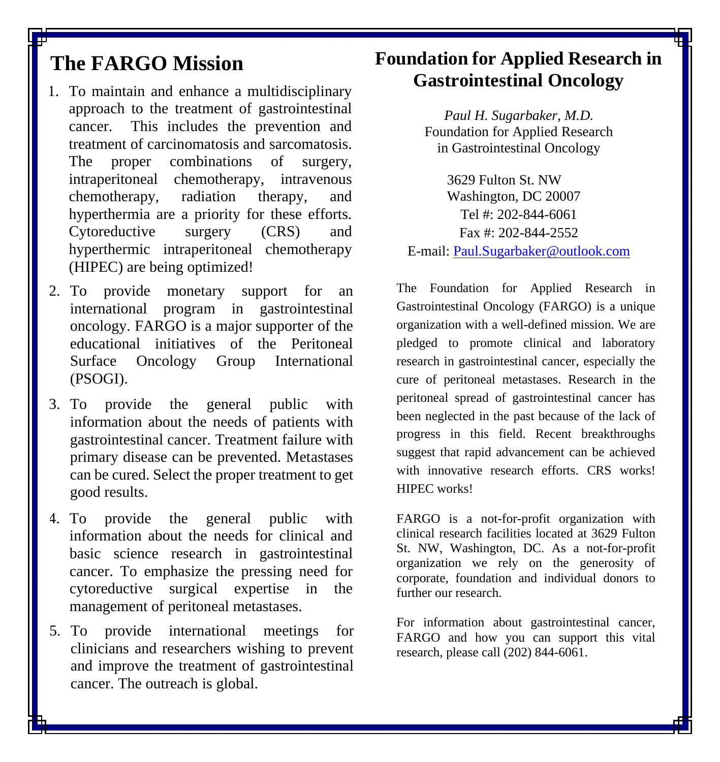# The FARGO Mission

1. To maintain and enhance a multidisciplinary approach to the treatment of gastrointestinal cancer. This includes the prevention and treatment of carcinomatosis and sarcomatosis. The proper combinations of surgery, intraperitoneal chemotherapy, intravenous chemotherapy, radiation therapy, and hyperthermia are a priority for these efforts. Cytoreductive surgery (CRS) and hyperthermic intraperitoneal chemotherapy (HIPEC) are being optimized!
2. To provide monetary support for an international program in gastrointestinal oncology. FARGO is a major supporter of the educational initiatives of the Peritoneal Surface Oncology Group International (PSOGI).
3. To provide the general public with information about the needs of patients with gastrointestinal cancer. Treatment failure with primary disease can be prevented. Metastases can be cured. Select the proper treatment to get good results.
4. To provide the general public with information about the needs for clinical and basic science research in gastrointestinal cancer. To emphasize the pressing need for cytoreductive surgical expertise in the management of peritoneal metastases.
5. To provide international meetings for clinicians and researchers wishing to prevent and improve the treatment of gastrointestinal cancer. The outreach is global.

# Foundation for Applied Research in Gastrointestinal Oncology

*Paul H. Sugarbaker, M.D.*
Foundation for Applied Research
in Gastrointestinal Oncology

3629 Fulton St. NW
Washington, DC 20007
Tel #: 202-844-6061
Fax #: 202-844-2552
E-mail: Paul.Sugarbaker@outlook.com

The Foundation for Applied Research in Gastrointestinal Oncology (FARGO) is a unique organization with a well-defined mission. We are pledged to promote clinical and laboratory research in gastrointestinal cancer, especially the cure of peritoneal metastases. Research in the peritoneal spread of gastrointestinal cancer has been neglected in the past because of the lack of progress in this field. Recent breakthroughs suggest that rapid advancement can be achieved with innovative research efforts. CRS works! HIPEC works!

FARGO is a not-for-profit organization with clinical research facilities located at 3629 Fulton St. NW, Washington, DC. As a not-for-profit organization we rely on the generosity of corporate, foundation and individual donors to further our research.

For information about gastrointestinal cancer, FARGO and how you can support this vital research, please call (202) 844-6061.